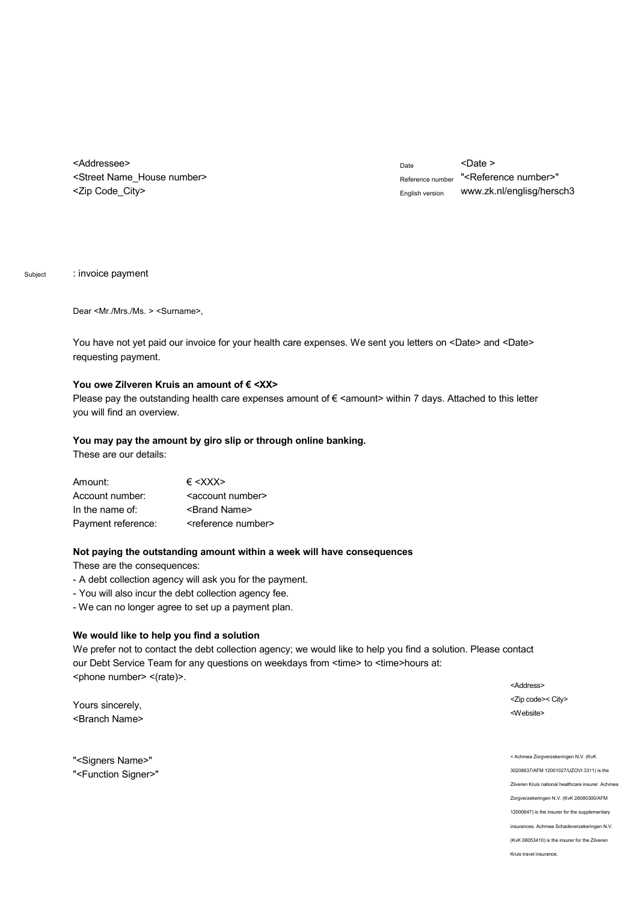<Addressee>
<Street Name_House number>
<Zip Code_City>

| | |
|---|---|
| Date | <Date > |
| Reference number | "<Reference number>" |
| English version | www.zk.nl/englisg/hersch3 |

Subject : invoice payment

Dear <Mr./Mrs./Ms. > <Surname>,

You have not yet paid our invoice for your health care expenses. We sent you letters on <Date> and <Date> requesting payment.

**You owe Zilveren Kruis an amount of € <XX>**

Please pay the outstanding health care expenses amount of € <amount> within 7 days. Attached to this letter you will find an overview.

**You may pay the amount by giro slip or through online banking.**

These are our details:

| | |
|---|---|
| Amount: | € <XXX> |
| Account number: | <account number> |
| In the name of: | <Brand Name> |
| Payment reference: | <reference number> |

**Not paying the outstanding amount within a week will have consequences**

These are the consequences:

- A debt collection agency will ask you for the payment.
- You will also incur the debt collection agency fee.
- We can no longer agree to set up a payment plan.

**We would like to help you find a solution**

We prefer not to contact the debt collection agency; we would like to help you find a solution. Please contact our Debt Service Team for any questions on weekdays from <time> to <time>hours at: <phone number> <(rate)>.

Yours sincerely,
<Branch Name>

"<Signers Name>"
"<Function Signer>"

<Address>
<Zip code>< City>
<Website>

< Achmea Zorgverzekeringen N.V. (KvK 30208637/AFM 12001027/UZOVI 3311) is the Zilveren Kruis national healthcare insurer. Achmea Zorgverzekeringen N.V. (KvK 28080300/AFM 12000647) is the insurer for the supplementary insurances. Achmea Schadeverzekeringen N.V. (KvK 08053410) is the insurer for the Zilveren Kruis travel insurance.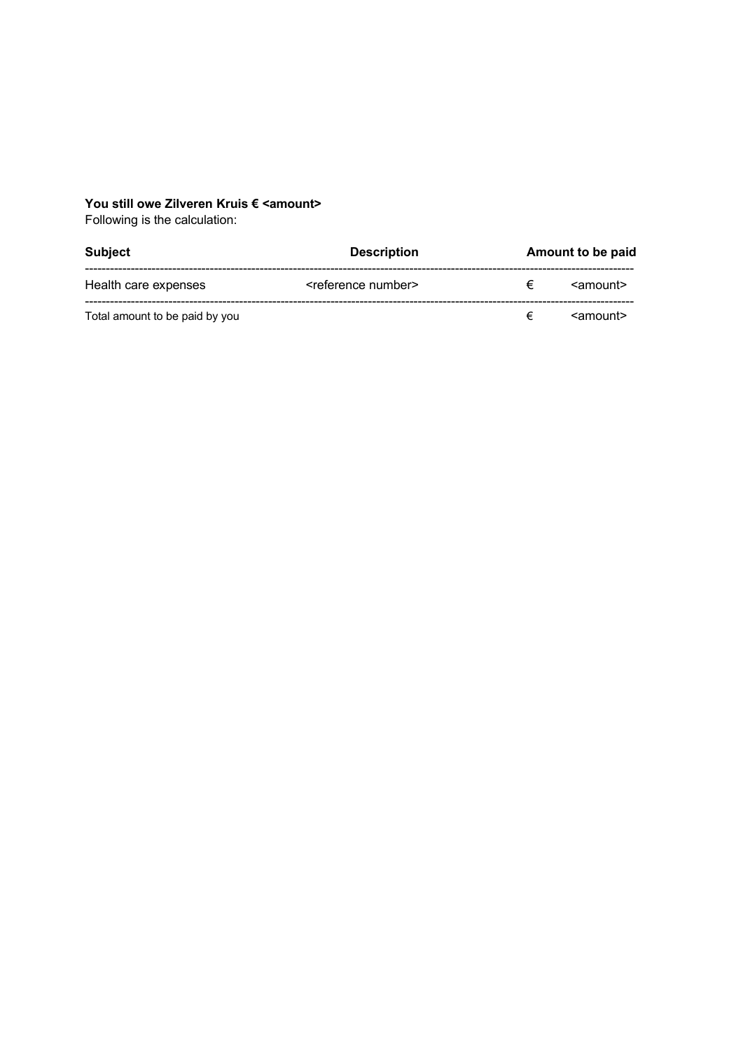**You still owe Zilveren Kruis € <amount>**
Following is the calculation:

| Subject | Description | Amount to be paid | |
|---|---|---|---|
| Health care expenses | <reference number> | € | <amount> |
| Total amount to be paid by you | | € | <amount> |